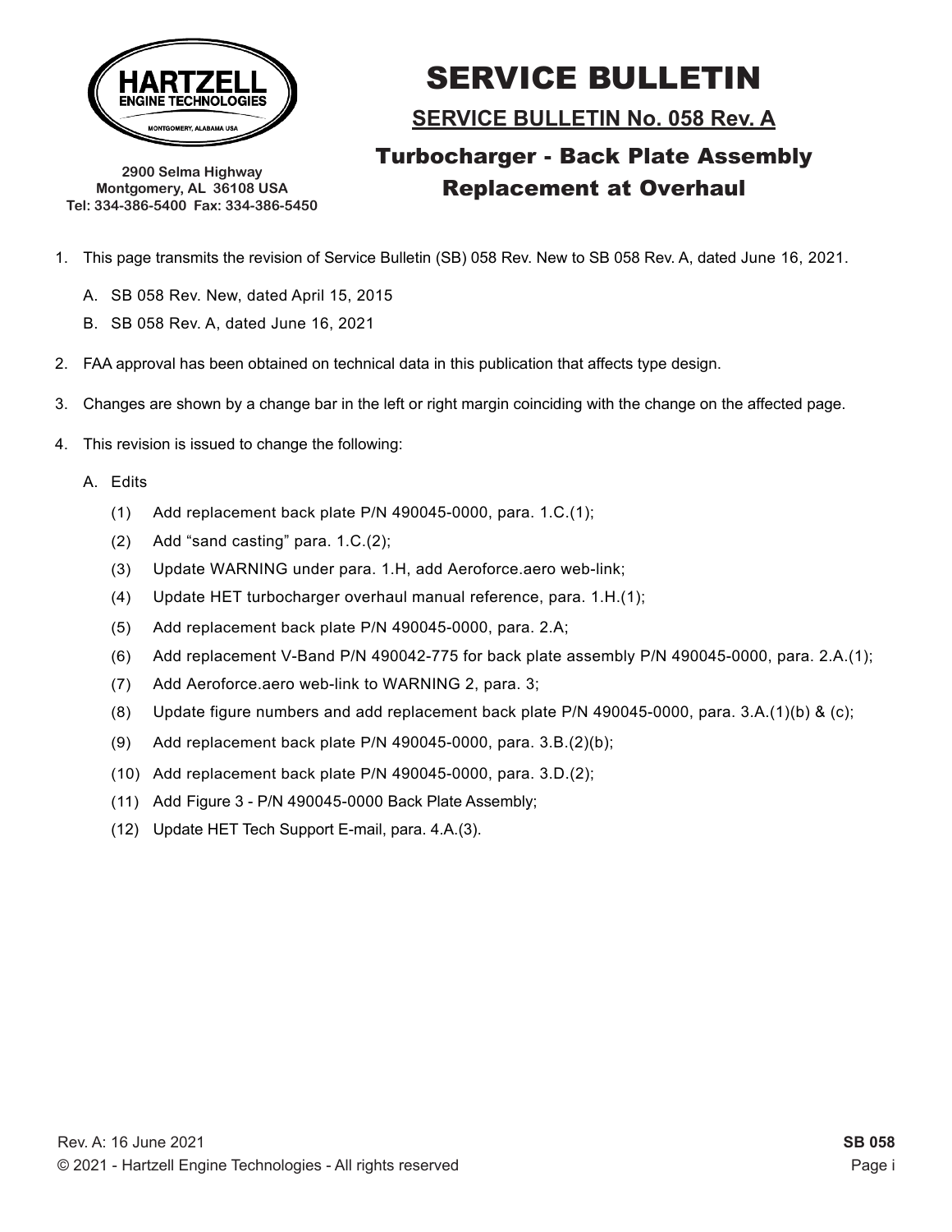HARTZELL ENGINE TECHNOLOGIES
MONTGOMERY, ALABAMA USA

2900 Selma Highway
Montgomery, AL 36108 USA
Tel: 334-386-5400 Fax: 334-386-5450

# SERVICE BULLETIN

## SERVICE BULLETIN No. 058 Rev. A

## Turbocharger - Back Plate Assembly Replacement at Overhaul

1. This page transmits the revision of Service Bulletin (SB) 058 Rev. New to SB 058 Rev. A, dated June 16, 2021.
   - A. SB 058 Rev. New, dated April 15, 2015
   - B. SB 058 Rev. A, dated June 16, 2021
2. FAA approval has been obtained on technical data in this publication that affects type design.
3. Changes are shown by a change bar in the left or right margin coinciding with the change on the affected page.
4. This revision is issued to change the following:
   - A. Edits
     - (1) Add replacement back plate P/N 490045-0000, para. 1.C.(1);
     - (2) Add "sand casting" para. 1.C.(2);
     - (3) Update WARNING under para. 1.H, add Aeroforce.aero web-link;
     - (4) Update HET turbocharger overhaul manual reference, para. 1.H.(1);
     - (5) Add replacement back plate P/N 490045-0000, para. 2.A;
     - (6) Add replacement V-Band P/N 490042-775 for back plate assembly P/N 490045-0000, para. 2.A.(1);
     - (7) Add Aeroforce.aero web-link to WARNING 2, para. 3;
     - (8) Update figure numbers and add replacement back plate P/N 490045-0000, para. 3.A.(1)(b) & (c);
     - (9) Add replacement back plate P/N 490045-0000, para. 3.B.(2)(b);
     - (10) Add replacement back plate P/N 490045-0000, para. 3.D.(2);
     - (11) Add Figure 3 - P/N 490045-0000 Back Plate Assembly;
     - (12) Update HET Tech Support E-mail, para. 4.A.(3).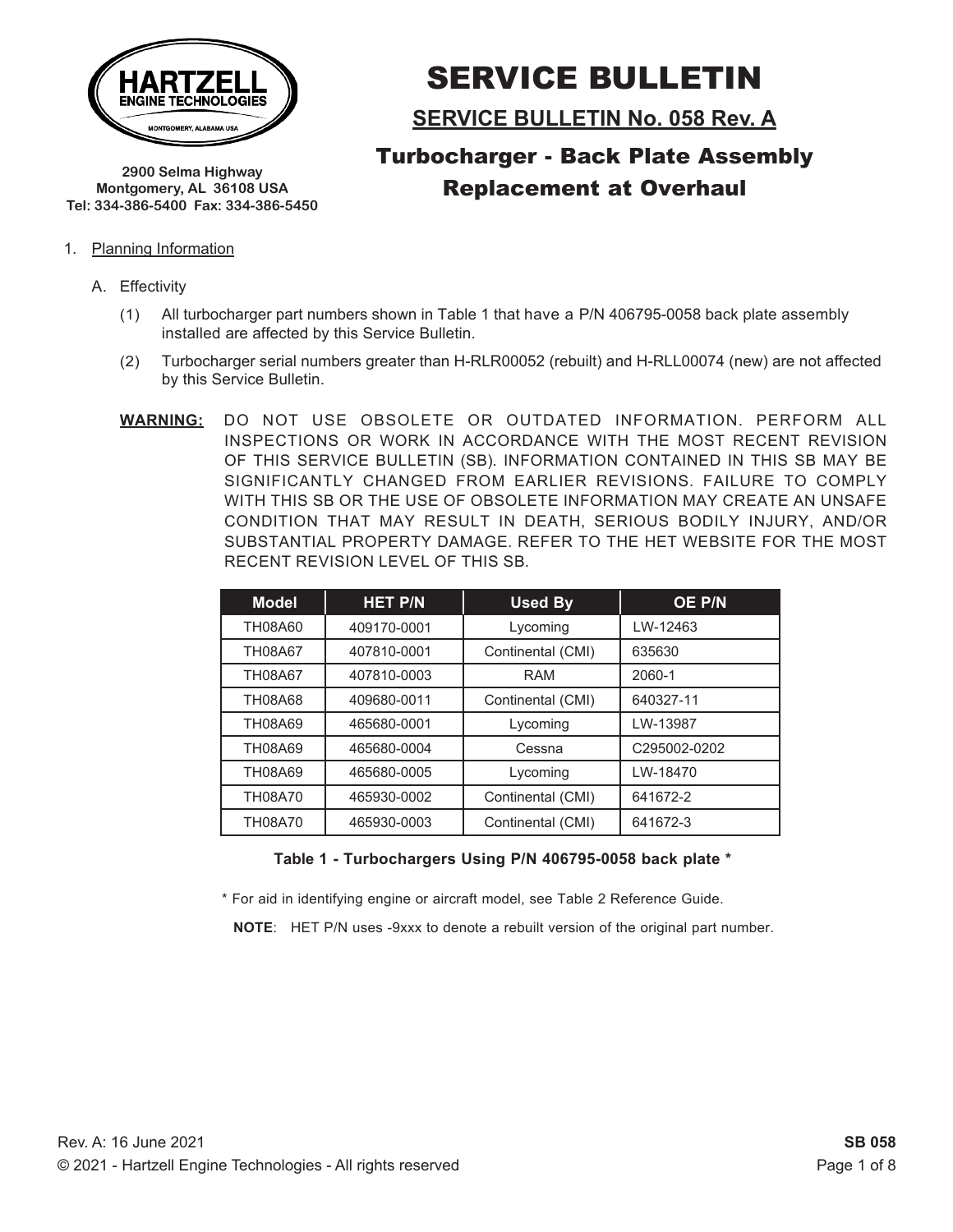**HARTZELL ENGINE TECHNOLOGIES**
MONTGOMERY, ALABAMA USA

2900 Selma Highway
Montgomery, AL 36108 USA
Tel: 334-386-5400 Fax: 334-386-5450

# SERVICE BULLETIN

## SERVICE BULLETIN No. 058 Rev. A

## Turbocharger - Back Plate Assembly Replacement at Overhaul

1. Planning Information

   A. Effectivity

      (1) All turbocharger part numbers shown in Table 1 that have a P/N 406795-0058 back plate assembly installed are affected by this Service Bulletin.

      (2) Turbocharger serial numbers greater than H-RLR00052 (rebuilt) and H-RLL00074 (new) are not affected by this Service Bulletin.

**WARNING:** DO NOT USE OBSOLETE OR OUTDATED INFORMATION. PERFORM ALL INSPECTIONS OR WORK IN ACCORDANCE WITH THE MOST RECENT REVISION OF THIS SERVICE BULLETIN (SB). INFORMATION CONTAINED IN THIS SB MAY BE SIGNIFICANTLY CHANGED FROM EARLIER REVISIONS. FAILURE TO COMPLY WITH THIS SB OR THE USE OF OBSOLETE INFORMATION MAY CREATE AN UNSAFE CONDITION THAT MAY RESULT IN DEATH, SERIOUS BODILY INJURY, AND/OR SUBSTANTIAL PROPERTY DAMAGE. REFER TO THE HET WEBSITE FOR THE MOST RECENT REVISION LEVEL OF THIS SB.

| Model | HET P/N | Used By | OE P/N |
|---|---|---|---|
| TH08A60 | 409170-0001 | Lycoming | LW-12463 |
| TH08A67 | 407810-0001 | Continental (CMI) | 635630 |
| TH08A67 | 407810-0003 | RAM | 2060-1 |
| TH08A68 | 409680-0011 | Continental (CMI) | 640327-11 |
| TH08A69 | 465680-0001 | Lycoming | LW-13987 |
| TH08A69 | 465680-0004 | Cessna | C295002-0202 |
| TH08A69 | 465680-0005 | Lycoming | LW-18470 |
| TH08A70 | 465930-0002 | Continental (CMI) | 641672-2 |
| TH08A70 | 465930-0003 | Continental (CMI) | 641672-3 |

**Table 1 - Turbochargers Using P/N 406795-0058 back plate \***

\* For aid in identifying engine or aircraft model, see Table 2 Reference Guide.

**NOTE**: HET P/N uses -9xxx to denote a rebuilt version of the original part number.

Rev. A: 16 June 2021

© 2021 - Hartzell Engine Technologies - All rights reserved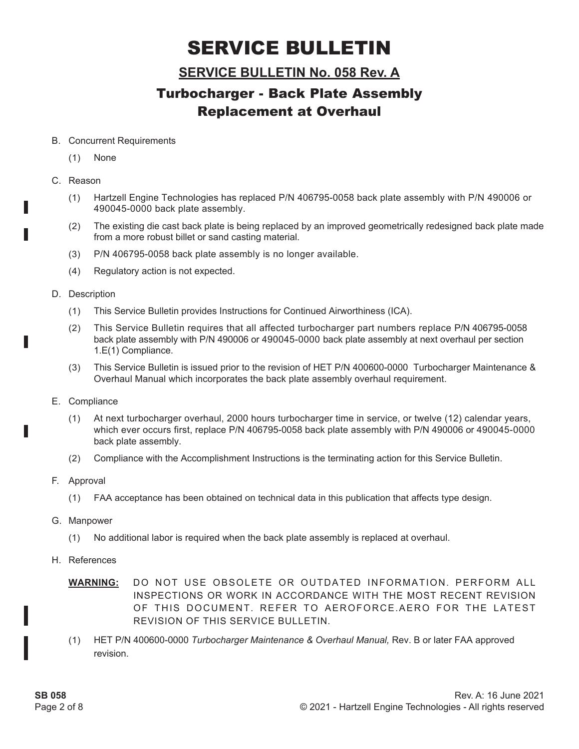# SERVICE BULLETIN

## SERVICE BULLETIN No. 058 Rev. A

## Turbocharger - Back Plate Assembly Replacement at Overhaul

B. Concurrent Requirements

(1) None

C. Reason

(1) Hartzell Engine Technologies has replaced P/N 406795-0058 back plate assembly with P/N 490006 or 490045-0000 back plate assembly.

(2) The existing die cast back plate is being replaced by an improved geometrically redesigned back plate made from a more robust billet or sand casting material.

(3) P/N 406795-0058 back plate assembly is no longer available.

(4) Regulatory action is not expected.

D. Description

(1) This Service Bulletin provides Instructions for Continued Airworthiness (ICA).

(2) This Service Bulletin requires that all affected turbocharger part numbers replace P/N 406795-0058 back plate assembly with P/N 490006 or 490045-0000 back plate assembly at next overhaul per section 1.E(1) Compliance.

(3) This Service Bulletin is issued prior to the revision of HET P/N 400600-0000 Turbocharger Maintenance & Overhaul Manual which incorporates the back plate assembly overhaul requirement.

E. Compliance

(1) At next turbocharger overhaul, 2000 hours turbocharger time in service, or twelve (12) calendar years, which ever occurs first, replace P/N 406795-0058 back plate assembly with P/N 490006 or 490045-0000 back plate assembly.

(2) Compliance with the Accomplishment Instructions is the terminating action for this Service Bulletin.

F. Approval

(1) FAA acceptance has been obtained on technical data in this publication that affects type design.

G. Manpower

(1) No additional labor is required when the back plate assembly is replaced at overhaul.

H. References

**WARNING:** DO NOT USE OBSOLETE OR OUTDATED INFORMATION. PERFORM ALL INSPECTIONS OR WORK IN ACCORDANCE WITH THE MOST RECENT REVISION OF THIS DOCUMENT. REFER TO AEROFORCE.AERO FOR THE LATEST REVISION OF THIS SERVICE BULLETIN.

(1) HET P/N 400600-0000 *Turbocharger Maintenance & Overhaul Manual,* Rev. B or later FAA approved revision.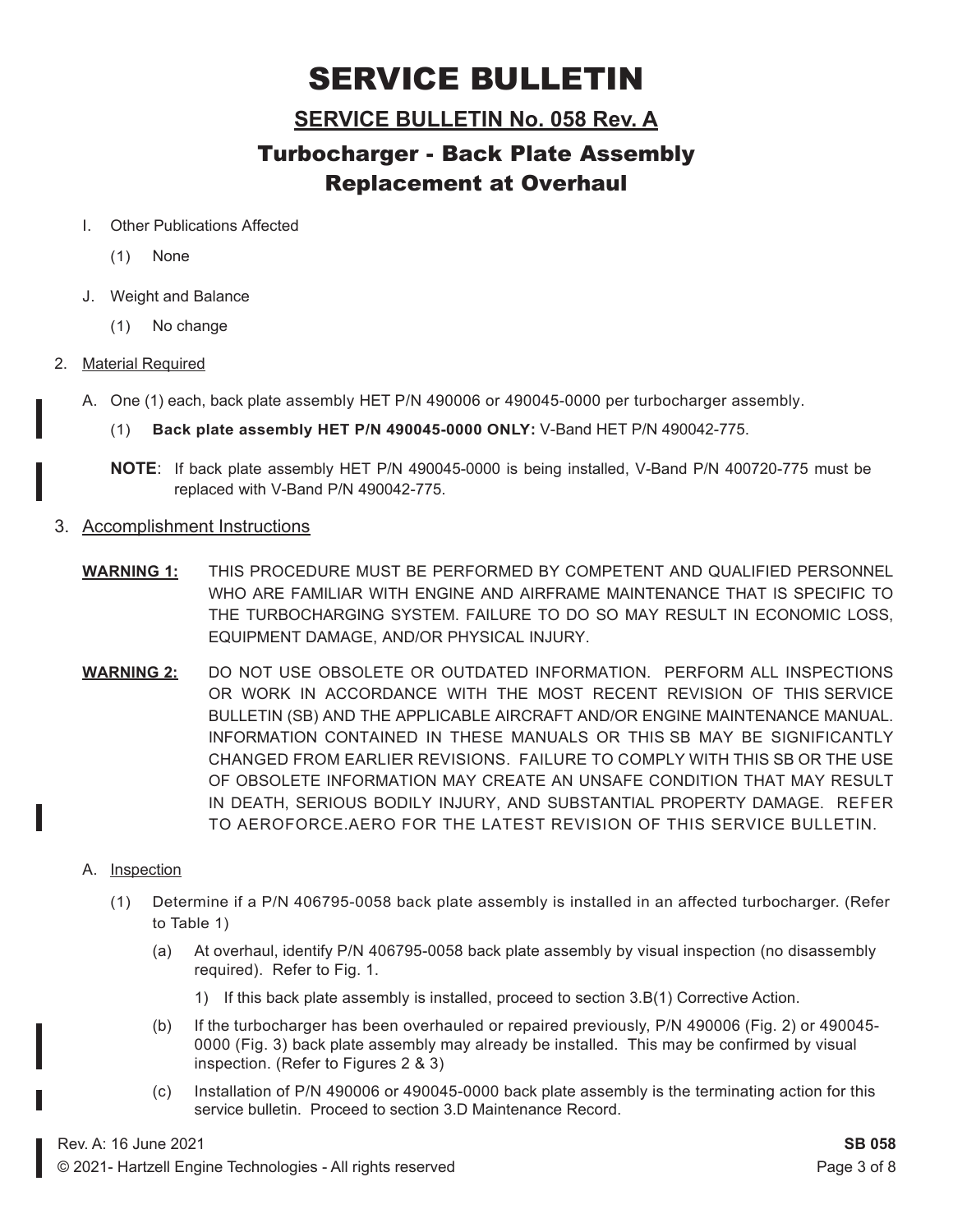# SERVICE BULLETIN

## SERVICE BULLETIN No. 058 Rev. A

## Turbocharger - Back Plate Assembly Replacement at Overhaul

I. Other Publications Affected

(1) None

J. Weight and Balance

(1) No change

2. Material Required

A. One (1) each, back plate assembly HET P/N 490006 or 490045-0000 per turbocharger assembly.

(1) **Back plate assembly HET P/N 490045-0000 ONLY:** V-Band HET P/N 490042-775.

**NOTE**: If back plate assembly HET P/N 490045-0000 is being installed, V-Band P/N 400720-775 must be replaced with V-Band P/N 490042-775.

3. Accomplishment Instructions

**WARNING 1:** THIS PROCEDURE MUST BE PERFORMED BY COMPETENT AND QUALIFIED PERSONNEL WHO ARE FAMILIAR WITH ENGINE AND AIRFRAME MAINTENANCE THAT IS SPECIFIC TO THE TURBOCHARGING SYSTEM. FAILURE TO DO SO MAY RESULT IN ECONOMIC LOSS, EQUIPMENT DAMAGE, AND/OR PHYSICAL INJURY.

**WARNING 2:** DO NOT USE OBSOLETE OR OUTDATED INFORMATION. PERFORM ALL INSPECTIONS OR WORK IN ACCORDANCE WITH THE MOST RECENT REVISION OF THIS SERVICE BULLETIN (SB) AND THE APPLICABLE AIRCRAFT AND/OR ENGINE MAINTENANCE MANUAL. INFORMATION CONTAINED IN THESE MANUALS OR THIS SB MAY BE SIGNIFICANTLY CHANGED FROM EARLIER REVISIONS. FAILURE TO COMPLY WITH THIS SB OR THE USE OF OBSOLETE INFORMATION MAY CREATE AN UNSAFE CONDITION THAT MAY RESULT IN DEATH, SERIOUS BODILY INJURY, AND SUBSTANTIAL PROPERTY DAMAGE. REFER TO AEROFORCE.AERO FOR THE LATEST REVISION OF THIS SERVICE BULLETIN.

A. Inspection

(1) Determine if a P/N 406795-0058 back plate assembly is installed in an affected turbocharger. (Refer to Table 1)

(a) At overhaul, identify P/N 406795-0058 back plate assembly by visual inspection (no disassembly required). Refer to Fig. 1.

1) If this back plate assembly is installed, proceed to section 3.B(1) Corrective Action.

(b) If the turbocharger has been overhauled or repaired previously, P/N 490006 (Fig. 2) or 490045-0000 (Fig. 3) back plate assembly may already be installed. This may be confirmed by visual inspection. (Refer to Figures 2 & 3)

(c) Installation of P/N 490006 or 490045-0000 back plate assembly is the terminating action for this service bulletin. Proceed to section 3.D Maintenance Record.

Rev. A: 16 June 2021

© 2021- Hartzell Engine Technologies - All rights reserved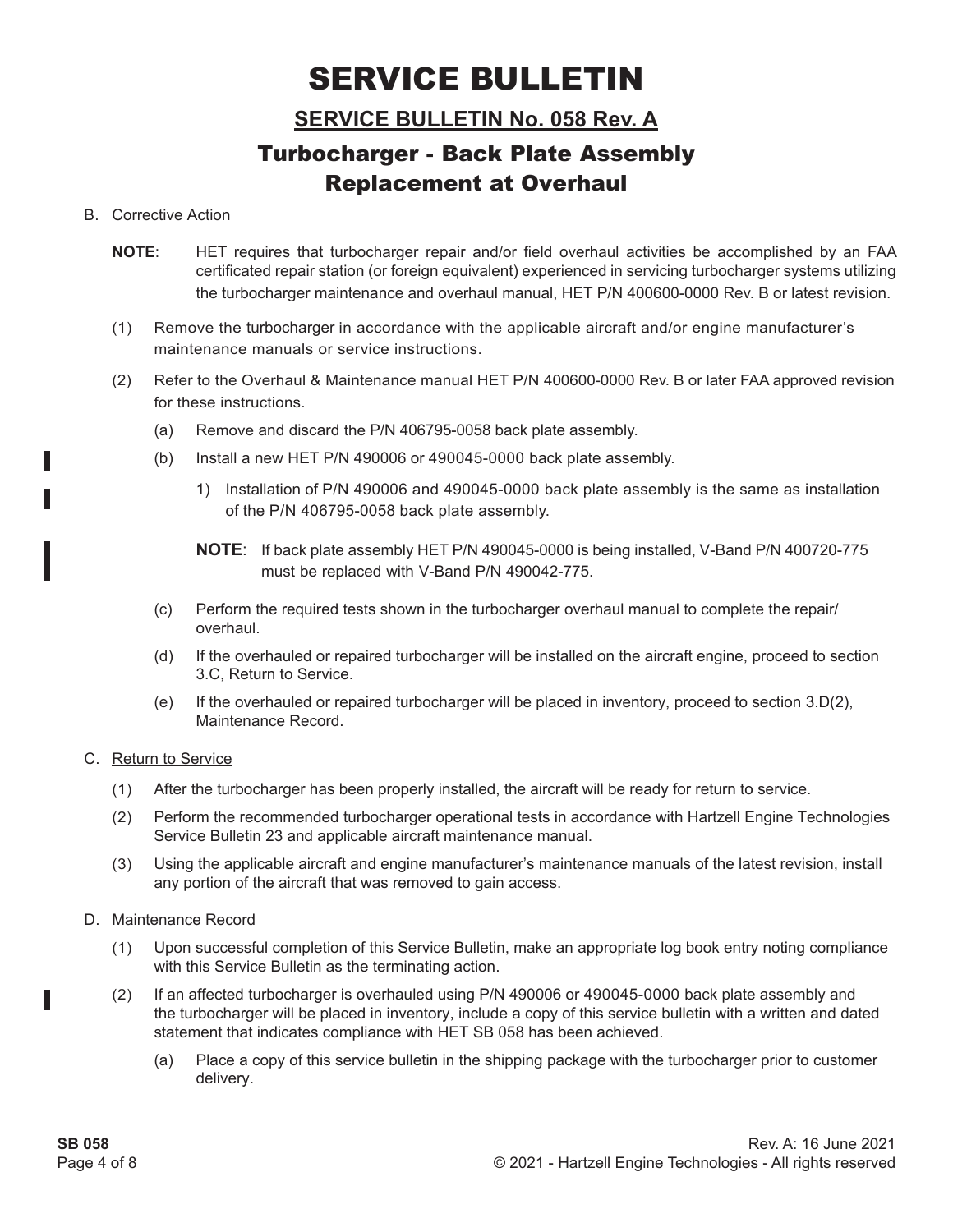# SERVICE BULLETIN

## SERVICE BULLETIN No. 058 Rev. A

## Turbocharger - Back Plate Assembly Replacement at Overhaul

B. Corrective Action

**NOTE**: HET requires that turbocharger repair and/or field overhaul activities be accomplished by an FAA certificated repair station (or foreign equivalent) experienced in servicing turbocharger systems utilizing the turbocharger maintenance and overhaul manual, HET P/N 400600-0000 Rev. B or latest revision.

(1) Remove the turbocharger in accordance with the applicable aircraft and/or engine manufacturer's maintenance manuals or service instructions.

(2) Refer to the Overhaul & Maintenance manual HET P/N 400600-0000 Rev. B or later FAA approved revision for these instructions.

(a) Remove and discard the P/N 406795-0058 back plate assembly.

(b) Install a new HET P/N 490006 or 490045-0000 back plate assembly.

1) Installation of P/N 490006 and 490045-0000 back plate assembly is the same as installation of the P/N 406795-0058 back plate assembly.

**NOTE**: If back plate assembly HET P/N 490045-0000 is being installed, V-Band P/N 400720-775 must be replaced with V-Band P/N 490042-775.

(c) Perform the required tests shown in the turbocharger overhaul manual to complete the repair/overhaul.

(d) If the overhauled or repaired turbocharger will be installed on the aircraft engine, proceed to section 3.C, Return to Service.

(e) If the overhauled or repaired turbocharger will be placed in inventory, proceed to section 3.D(2), Maintenance Record.

C. Return to Service

(1) After the turbocharger has been properly installed, the aircraft will be ready for return to service.

(2) Perform the recommended turbocharger operational tests in accordance with Hartzell Engine Technologies Service Bulletin 23 and applicable aircraft maintenance manual.

(3) Using the applicable aircraft and engine manufacturer's maintenance manuals of the latest revision, install any portion of the aircraft that was removed to gain access.

D. Maintenance Record

(1) Upon successful completion of this Service Bulletin, make an appropriate log book entry noting compliance with this Service Bulletin as the terminating action.

(2) If an affected turbocharger is overhauled using P/N 490006 or 490045-0000 back plate assembly and the turbocharger will be placed in inventory, include a copy of this service bulletin with a written and dated statement that indicates compliance with HET SB 058 has been achieved.

(a) Place a copy of this service bulletin in the shipping package with the turbocharger prior to customer delivery.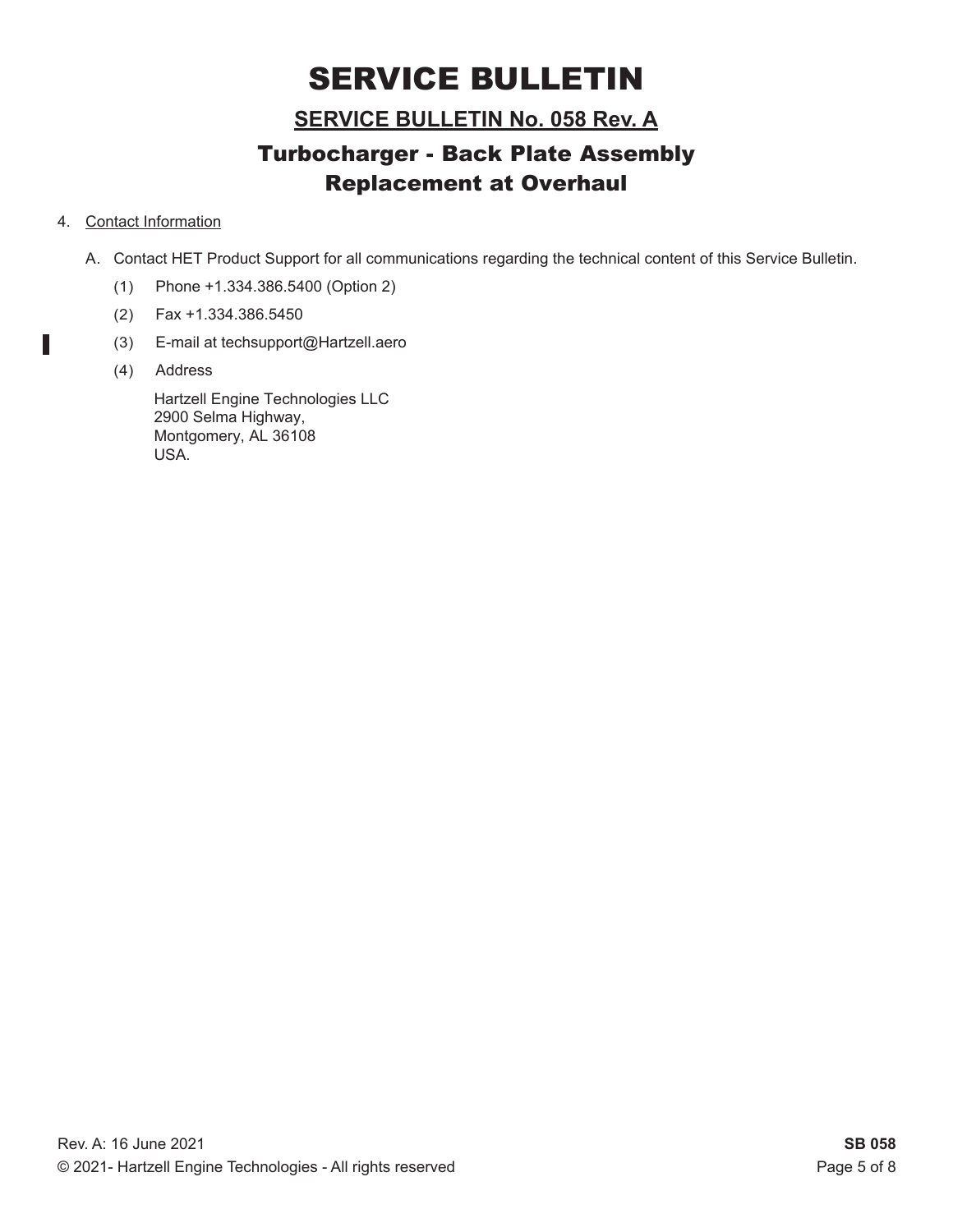# SERVICE BULLETIN

## SERVICE BULLETIN No. 058 Rev. A

## Turbocharger - Back Plate Assembly Replacement at Overhaul

4. Contact Information

   A. Contact HET Product Support for all communications regarding the technical content of this Service Bulletin.

      (1) Phone +1.334.386.5400 (Option 2)

      (2) Fax +1.334.386.5450

      (3) E-mail at techsupport@Hartzell.aero

      (4) Address

      Hartzell Engine Technologies LLC
      2900 Selma Highway,
      Montgomery, AL 36108
      USA.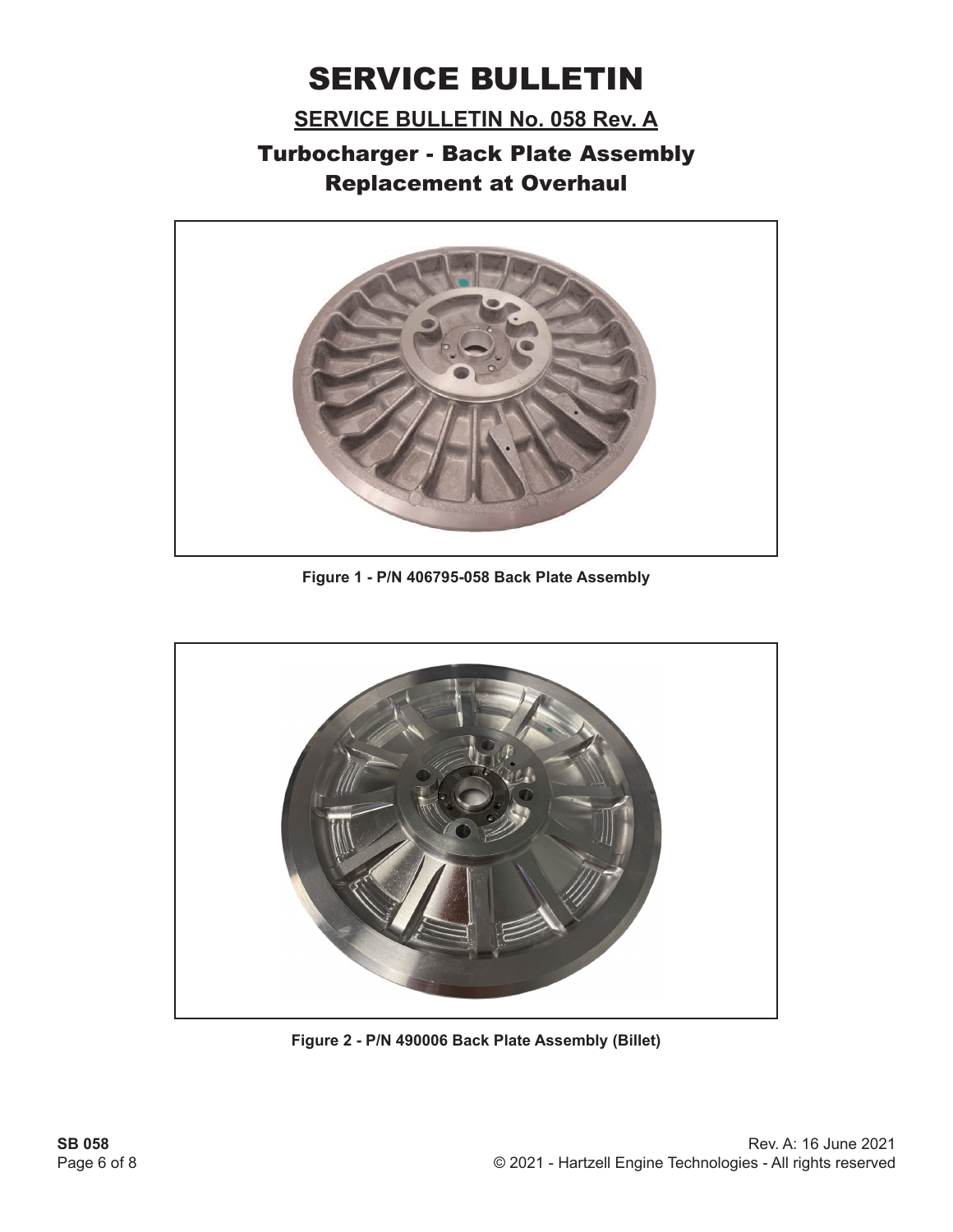# SERVICE BULLETIN

## SERVICE BULLETIN No. 058 Rev. A

## Turbocharger - Back Plate Assembly Replacement at Overhaul

**Figure 1 - P/N 406795-058 Back Plate Assembly**

**Figure 2 - P/N 490006 Back Plate Assembly (Billet)**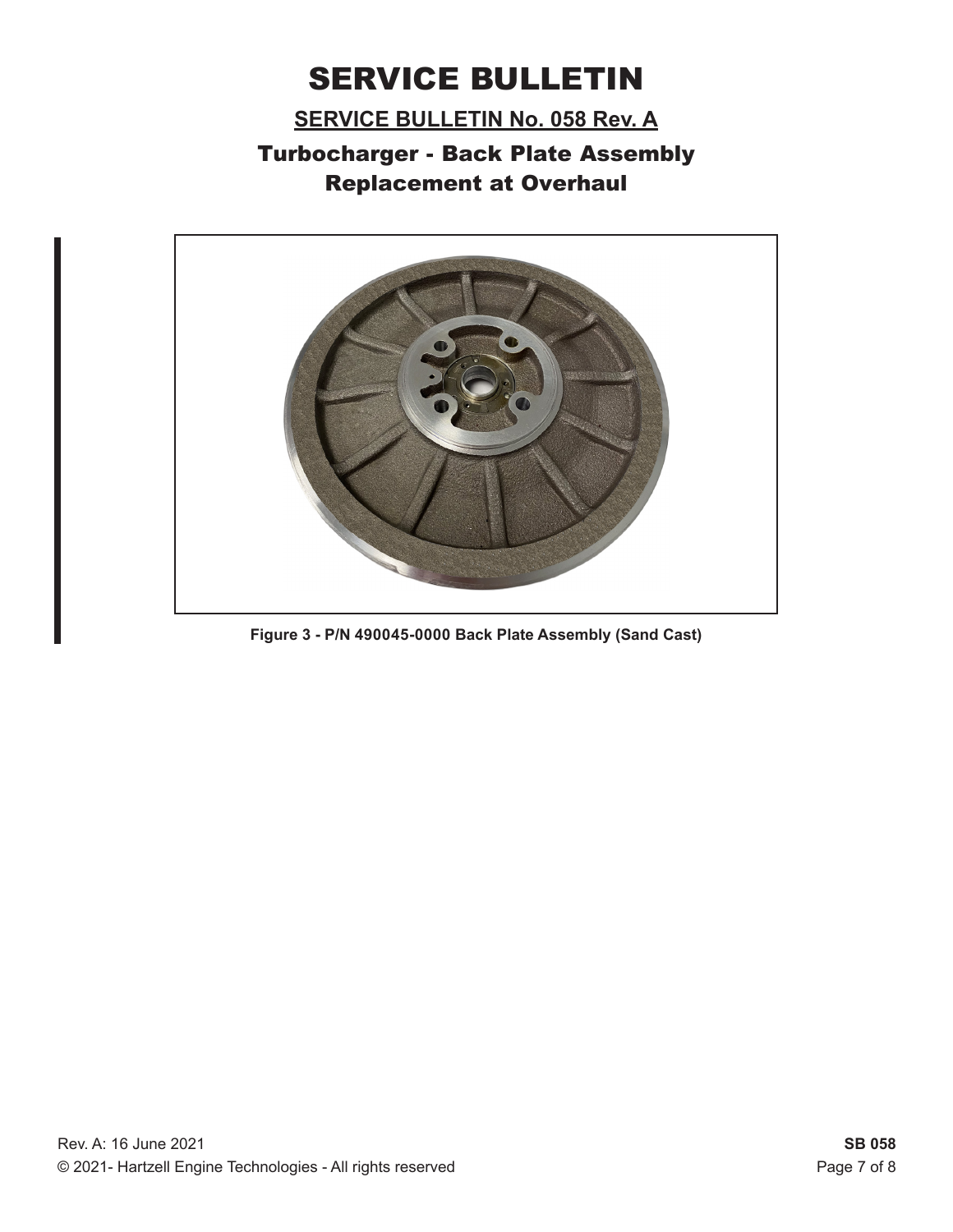# SERVICE BULLETIN

## SERVICE BULLETIN No. 058 Rev. A

## Turbocharger - Back Plate Assembly Replacement at Overhaul

**Figure 3 - P/N 490045-0000 Back Plate Assembly (Sand Cast)**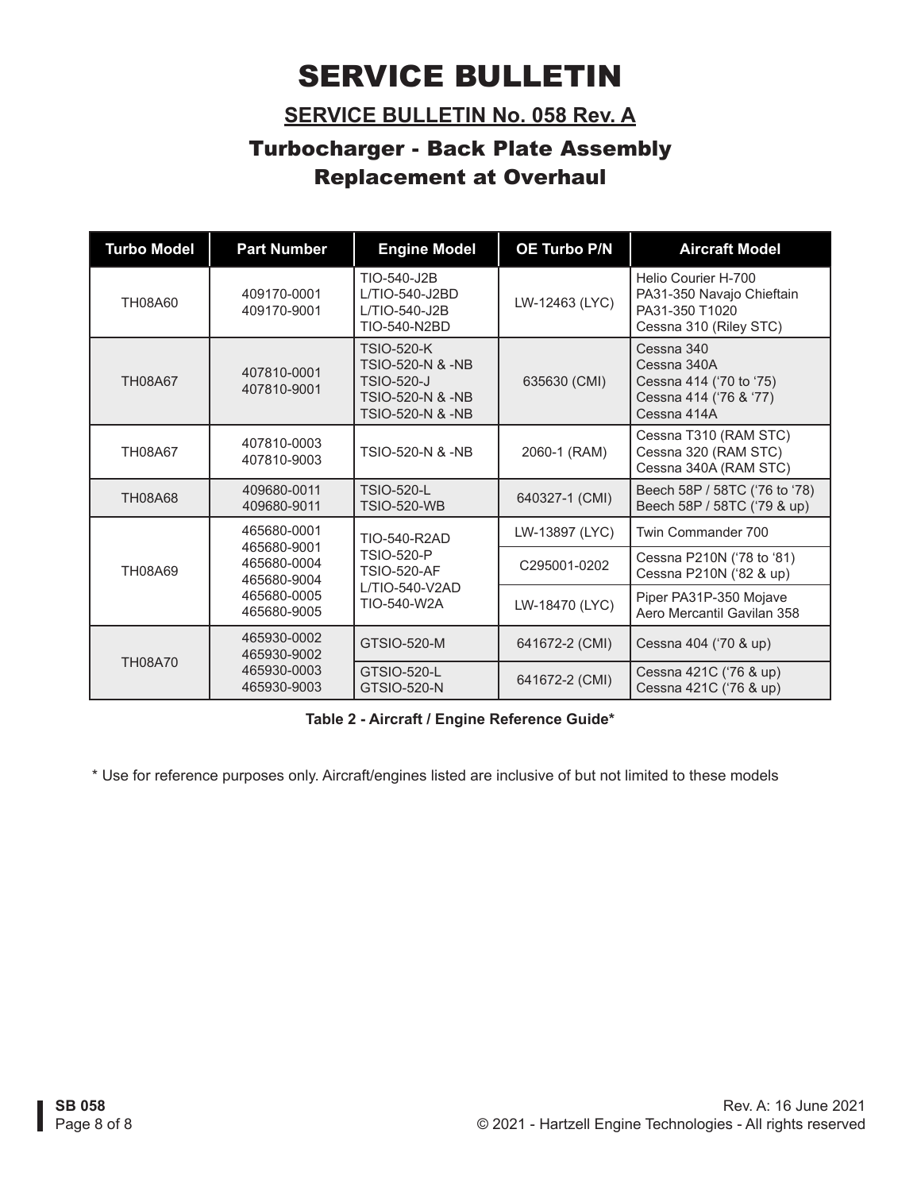# SERVICE BULLETIN

## SERVICE BULLETIN No. 058 Rev. A

## Turbocharger - Back Plate Assembly Replacement at Overhaul

| Turbo Model | Part Number | Engine Model | OE Turbo P/N | Aircraft Model |
|---|---|---|---|---|
| TH08A60 | 409170-0001<br>409170-9001 | TIO-540-J2B<br>L/TIO-540-J2BD<br>L/TIO-540-J2B<br>TIO-540-N2BD | LW-12463 (LYC) | Helio Courier H-700<br>PA31-350 Navajo Chieftain<br>PA31-350 T1020<br>Cessna 310 (Riley STC) |
| TH08A67 | 407810-0001<br>407810-9001 | TSIO-520-K<br>TSIO-520-N & -NB<br>TSIO-520-J<br>TSIO-520-N & -NB<br>TSIO-520-N & -NB | 635630 (CMI) | Cessna 340<br>Cessna 340A<br>Cessna 414 ('70 to '75)<br>Cessna 414 ('76 & '77)<br>Cessna 414A |
| TH08A67 | 407810-0003<br>407810-9003 | TSIO-520-N & -NB | 2060-1 (RAM) | Cessna T310 (RAM STC)<br>Cessna 320 (RAM STC)<br>Cessna 340A (RAM STC) |
| TH08A68 | 409680-0011<br>409680-9011 | TSIO-520-L<br>TSIO-520-WB | 640327-1 (CMI) | Beech 58P / 58TC ('76 to '78)<br>Beech 58P / 58TC ('79 & up) |
| TH08A69 | 465680-0001<br>465680-9001<br>465680-0004<br>465680-9004<br>465680-0005<br>465680-9005 | TIO-540-R2AD<br>TSIO-520-P<br>TSIO-520-AF<br>L/TIO-540-V2AD<br>TIO-540-W2A | LW-13897 (LYC) | Twin Commander 700 |
| | | | C295001-0202 | Cessna P210N ('78 to '81)<br>Cessna P210N ('82 & up) |
| | | | LW-18470 (LYC) | Piper PA31P-350 Mojave<br>Aero Mercantil Gavilan 358 |
| TH08A70 | 465930-0002<br>465930-9002<br>465930-0003<br>465930-9003 | GTSIO-520-M | 641672-2 (CMI) | Cessna 404 ('70 & up) |
| | | GTSIO-520-L<br>GTSIO-520-N | 641672-2 (CMI) | Cessna 421C ('76 & up)<br>Cessna 421C ('76 & up) |

**Table 2 - Aircraft / Engine Reference Guide***

* Use for reference purposes only. Aircraft/engines listed are inclusive of but not limited to these models